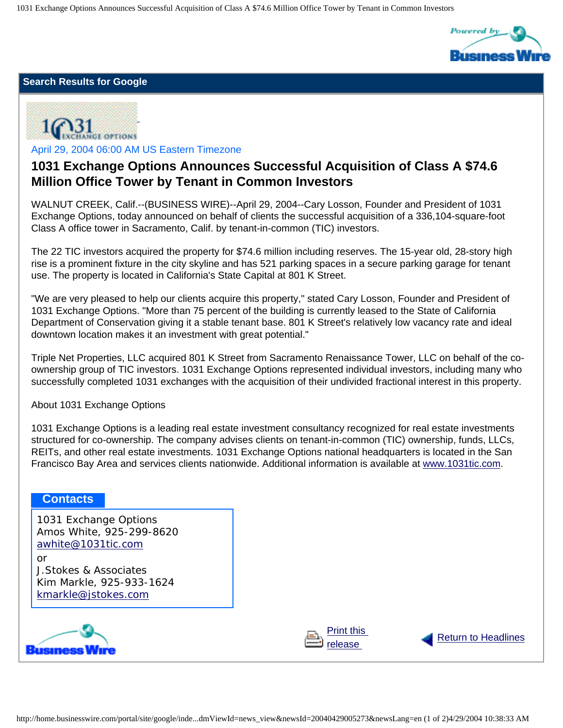## Search Results for Google

April 29, 2004 06:00 AM US Eastern Timezone

# 1031 Exchange Options Announces Successful Acquisition of Class A $74.6 Million Office Tower by Tenant in Common Investors

WALNUT CREEK, Calif.--(BUSINESS WIRE)--April 29, 2004--Cary Losson, Founder and President of 1031 Exchange Options, today announced on behalf of clients the successful acquisition of a 336,104-square-foot Class A office tower in Sacramento, Calif. by tenant-in-common (TIC) investors.

The 22 TIC investors acquired the property for $74.6 million including reserves. The 15-year old, 28-story high rise is a prominent fixture in the city skyline and has 521 parking spaces in a secure parking garage for tenant use. The property is located in California's State Capital at 801 K Street.

"We are very pleased to help our clients acquire this property," stated Cary Losson, Founder and President of 1031 Exchange Options. "More than 75 percent of the building is currently leased to the State of California Department of Conservation giving it a stable tenant base. 801 K Street's relatively low vacancy rate and ideal downtown location makes it an investment with great potential."

Triple Net Properties, LLC acquired 801 K Street from Sacramento Renaissance Tower, LLC on behalf of the co-ownership group of TIC investors. 1031 Exchange Options represented individual investors, including many who successfully completed 1031 exchanges with the acquisition of their undivided fractional interest in this property.

About 1031 Exchange Options

1031 Exchange Options is a leading real estate investment consultancy recognized for real estate investments structured for co-ownership. The company advises clients on tenant-in-common (TIC) ownership, funds, LLCs, REITs, and other real estate investments. 1031 Exchange Options national headquarters is located in the San Francisco Bay Area and services clients nationwide. Additional information is available at www.1031tic.com.

### Contacts

1031 Exchange Options
Amos White, 925-299-8620
awhite@1031tic.com
or
J.Stokes & Associates
Kim Markle, 925-933-1624
kmarkle@jstokes.com

Print this release

Return to Headlines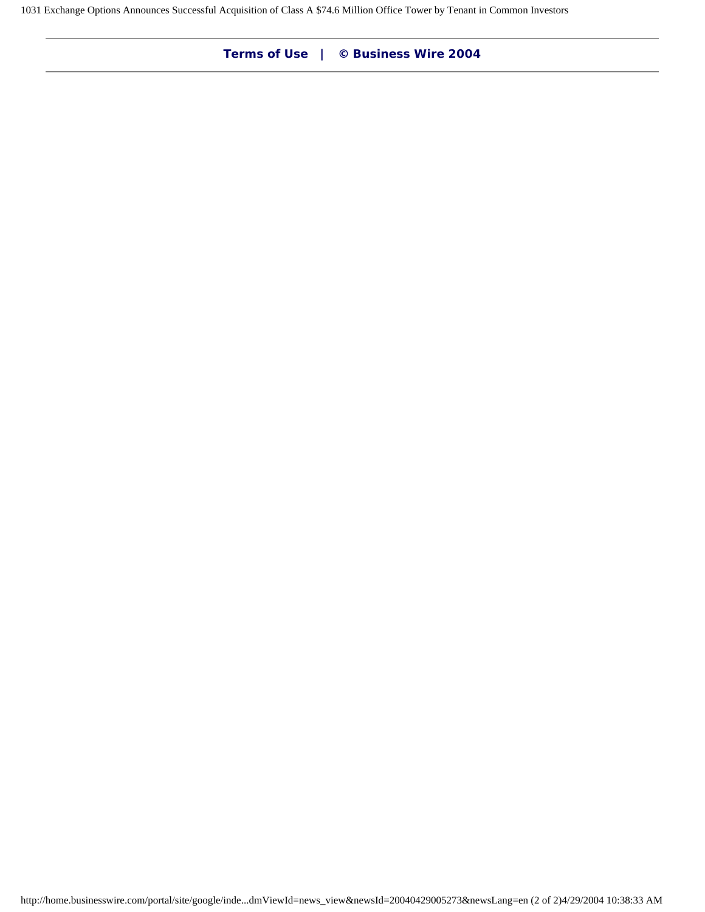**Terms of Use | © Business Wire 2004**